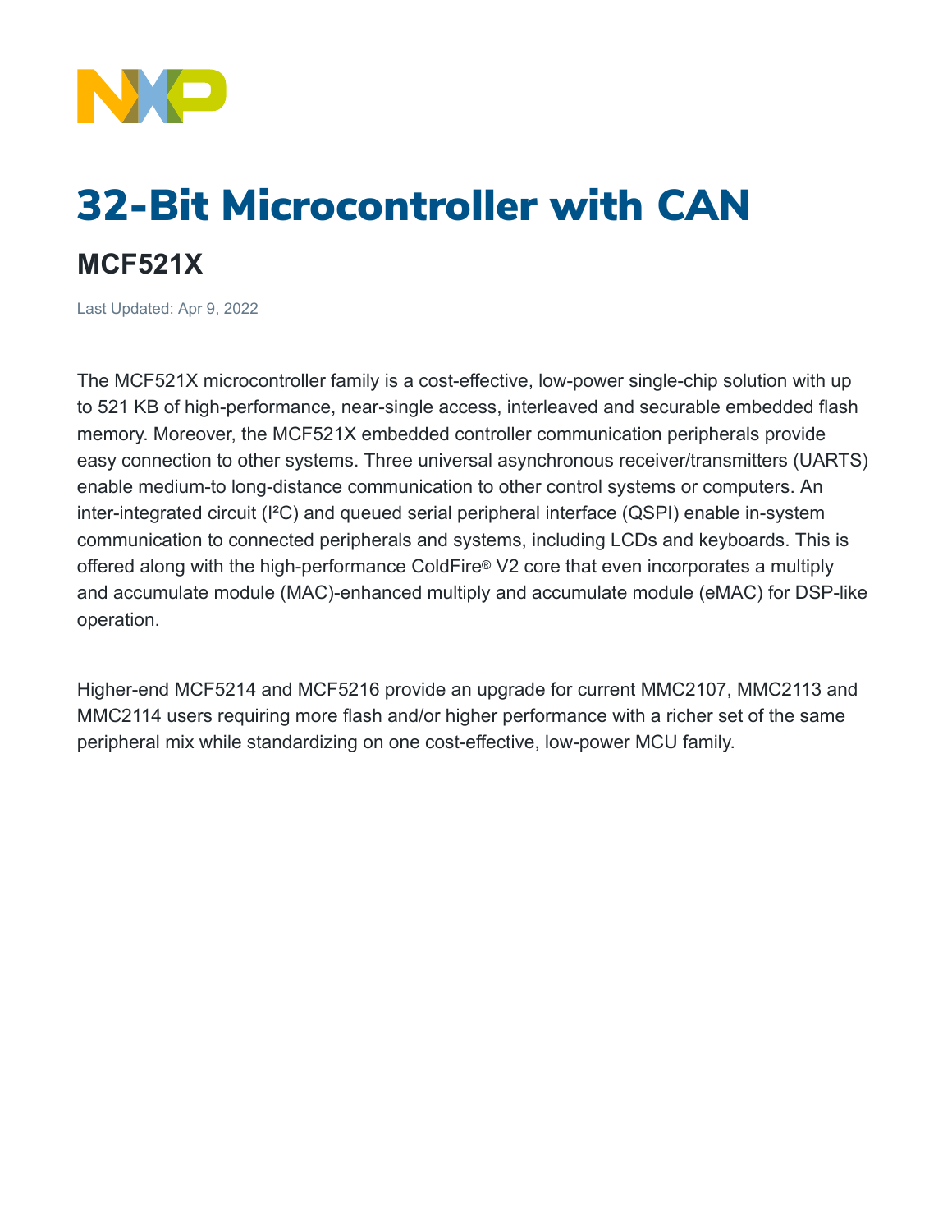# 32-Bit Microcontroller with CAN

## MCF521X

Last Updated: Apr 9, 2022

The MCF521X microcontroller family is a cost-effective, low-power single-chip solution with up to 521 KB of high-performance, near-single access, interleaved and securable embedded flash memory. Moreover, the MCF521X embedded controller communication peripherals provide easy connection to other systems. Three universal asynchronous receiver/transmitters (UARTS) enable medium-to long-distance communication to other control systems or computers. An inter-integrated circuit (I²C) and queued serial peripheral interface (QSPI) enable in-system communication to connected peripherals and systems, including LCDs and keyboards. This is offered along with the high-performance ColdFire® V2 core that even incorporates a multiply and accumulate module (MAC)-enhanced multiply and accumulate module (eMAC) for DSP-like operation.

Higher-end MCF5214 and MCF5216 provide an upgrade for current MMC2107, MMC2113 and MMC2114 users requiring more flash and/or higher performance with a richer set of the same peripheral mix while standardizing on one cost-effective, low-power MCU family.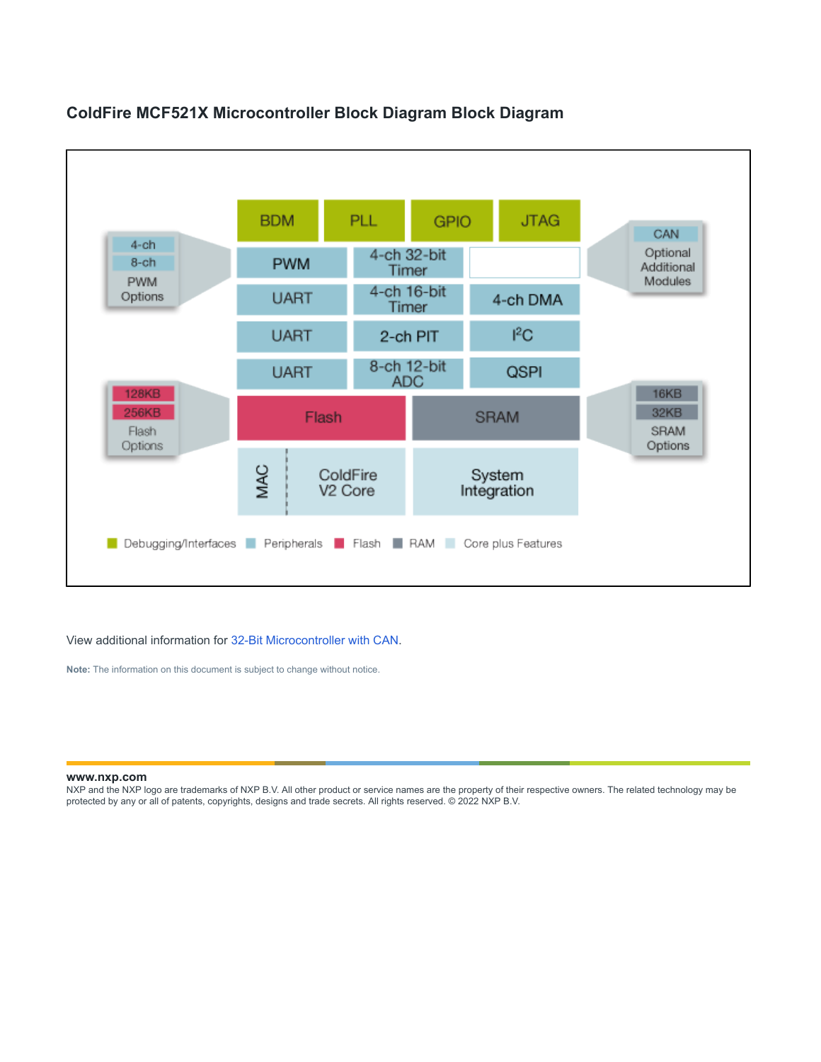## ColdFire MCF521X Microcontroller Block Diagram Block Diagram

BDM
PLL
GPIO
JTAG

4-ch
8-ch
PWM Options

PWM
4-ch 32-bit Timer

CAN
Optional Additional Modules

UART
4-ch 16-bit Timer
4-ch DMA

UART
2-ch PIT
I²C

UART
8-ch 12-bit ADC
QSPI

128KB
256KB
Flash Options

Flash
SRAM

16KB
32KB
SRAM Options

MAC
ColdFire V2 Core
System Integration

Debugging/Interfaces
Peripherals
Flash
RAM
Core plus Features

View additional information for 32-Bit Microcontroller with CAN.

**Note:** The information on this document is subject to change without notice.

**www.nxp.com**

NXP and the NXP logo are trademarks of NXP B.V. All other product or service names are the property of their respective owners. The related technology may be protected by any or all of patents, copyrights, designs and trade secrets. All rights reserved. © 2022 NXP B.V.